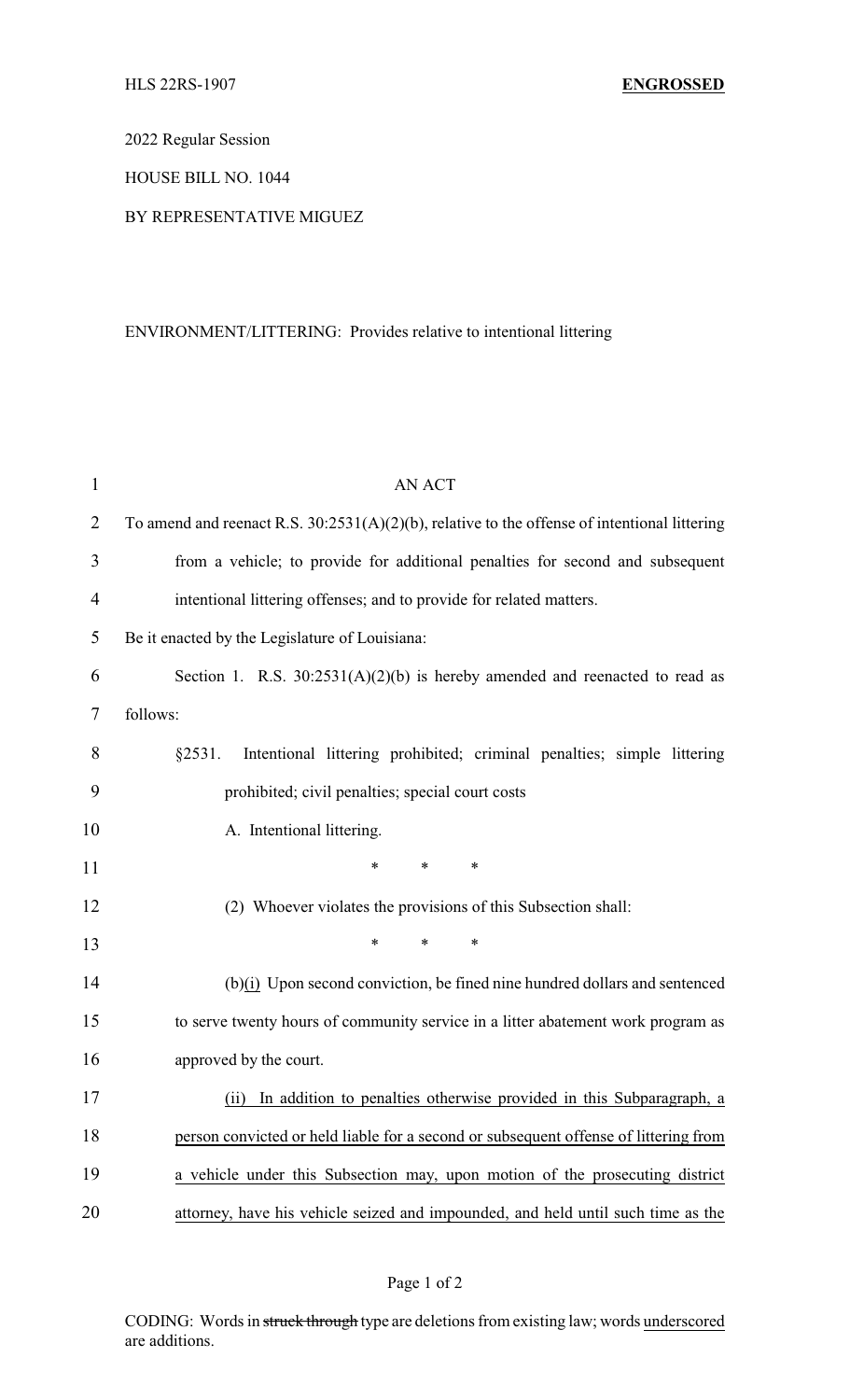HLS 22RS-1907 **ENGROSSED**

2022 Regular Session

HOUSE BILL NO. 1044

BY REPRESENTATIVE MIGUEZ

ENVIRONMENT/LITTERING: Provides relative to intentional littering

AN ACT

To amend and reenact R.S. 30:2531(A)(2)(b), relative to the offense of intentional littering from a vehicle; to provide for additional penalties for second and subsequent intentional littering offenses; and to provide for related matters.

Be it enacted by the Legislature of Louisiana:

Section 1. R.S. 30:2531(A)(2)(b) is hereby amended and reenacted to read as follows:

§2531. Intentional littering prohibited; criminal penalties; simple littering prohibited; civil penalties; special court costs

A. Intentional littering.

\* \* \*

(2) Whoever violates the provisions of this Subsection shall:

\* \* \*

(b)<u>(i)</u> Upon second conviction, be fined nine hundred dollars and sentenced to serve twenty hours of community service in a litter abatement work program as approved by the court.

<u>(ii) In addition to penalties otherwise provided in this Subparagraph, a person convicted or held liable for a second or subsequent offense of littering from a vehicle under this Subsection may, upon motion of the prosecuting district attorney, have his vehicle seized and impounded, and held until such time as the</u>

CODING: Words in ~~struck through~~ type are deletions from existing law; words <u>underscored</u> are additions.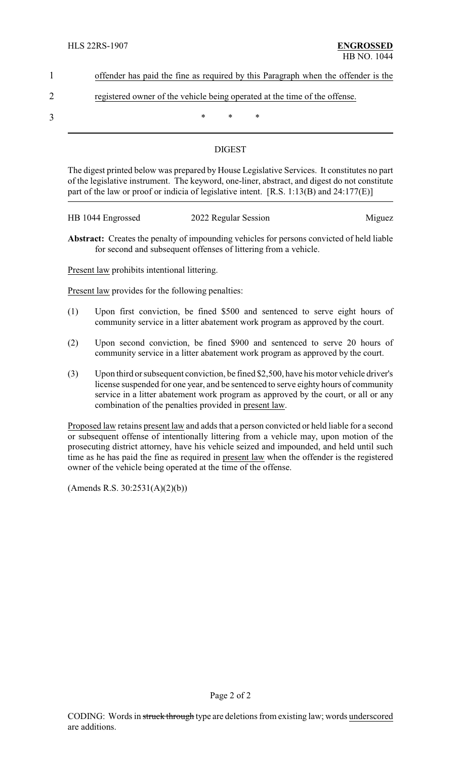1 offender has paid the fine as required by this Paragraph when the offender is the

2 registered owner of the vehicle being operated at the time of the offense.

3 * * *

## DIGEST

The digest printed below was prepared by House Legislative Services. It constitutes no part of the legislative instrument. The keyword, one-liner, abstract, and digest do not constitute part of the law or proof or indicia of legislative intent. [R.S. 1:13(B) and 24:177(E)]

HB 1044 Engrossed | 2022 Regular Session | Miguez

**Abstract:** Creates the penalty of impounding vehicles for persons convicted of held liable for second and subsequent offenses of littering from a vehicle.

Present law prohibits intentional littering.

Present law provides for the following penalties:

(1) Upon first conviction, be fined $500 and sentenced to serve eight hours of community service in a litter abatement work program as approved by the court.

(2) Upon second conviction, be fined $900 and sentenced to serve 20 hours of community service in a litter abatement work program as approved by the court.

(3) Upon third or subsequent conviction, be fined $2,500, have his motor vehicle driver's license suspended for one year, and be sentenced to serve eighty hours of community service in a litter abatement work program as approved by the court, or all or any combination of the penalties provided in present law.

Proposed law retains present law and adds that a person convicted or held liable for a second or subsequent offense of intentionally littering from a vehicle may, upon motion of the prosecuting district attorney, have his vehicle seized and impounded, and held until such time as he has paid the fine as required in present law when the offender is the registered owner of the vehicle being operated at the time of the offense.

(Amends R.S. 30:2531(A)(2)(b))

CODING: Words in ~~struck through~~ type are deletions from existing law; words underscored are additions.